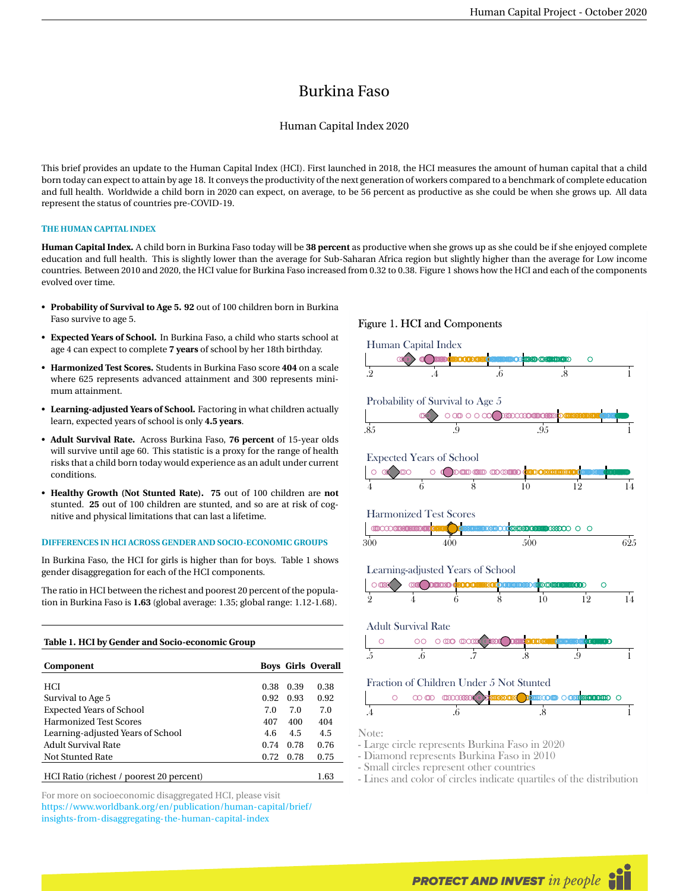# Burkina Faso

Human Capital Index 2020

This brief provides an update to the Human Capital Index (HCI). First launched in 2018, the HCI measures the amount of human capital that a child born today can expect to attain by age 18. It conveys the productivity of the next generation of workers compared to a benchmark of complete education and full health. Worldwide a child born in 2020 can expect, on average, to be 56 percent as productive as she could be when she grows up. All data represent the status of countries pre-COVID-19.

### THE HUMAN CAPITAL INDEX

**Human Capital Index.** A child born in Burkina Faso today will be **38 percent** as productive when she grows up as she could be if she enjoyed complete education and full health. This is slightly lower than the average for Sub-Saharan Africa region but slightly higher than the average for Low income countries. Between 2010 and 2020, the HCI value for Burkina Faso increased from 0.32 to 0.38. Figure 1 shows how the HCI and each of the components evolved over time.

- **Probability of Survival to Age 5. 92** out of 100 children born in Burkina Faso survive to age 5.
- **Expected Years of School.** In Burkina Faso, a child who starts school at age 4 can expect to complete **7 years** of school by her 18th birthday.
- **Harmonized Test Scores.** Students in Burkina Faso score **404** on a scale where 625 represents advanced attainment and 300 represents minimum attainment.
- **Learning-adjusted Years of School.** Factoring in what children actually learn, expected years of school is only **4.5 years**.
- **Adult Survival Rate.** Across Burkina Faso, **76 percent** of 15-year olds will survive until age 60. This statistic is a proxy for the range of health risks that a child born today would experience as an adult under current conditions.
- **Healthy Growth (Not Stunted Rate). 75** out of 100 children are **not** stunted. **25** out of 100 children are stunted, and so are at risk of cognitive and physical limitations that can last a lifetime.

### DIFFERENCES IN HCI ACROSS GENDER AND SOCIO-ECONOMIC GROUPS

In Burkina Faso, the HCI for girls is higher than for boys. Table 1 shows gender disaggregation for each of the HCI components.

The ratio in HCI between the richest and poorest 20 percent of the population in Burkina Faso is **1.63** (global average: 1.35; global range: 1.12-1.68).

**Table 1. HCI by Gender and Socio-economic Group**

| Component | Boys | Girls | Overall |
|---|---|---|---|
| HCI | 0.38 | 0.39 | 0.38 |
| Survival to Age 5 | 0.92 | 0.93 | 0.92 |
| Expected Years of School | 7.0 | 7.0 | 7.0 |
| Harmonized Test Scores | 407 | 400 | 404 |
| Learning-adjusted Years of School | 4.6 | 4.5 | 4.5 |
| Adult Survival Rate | 0.74 | 0.78 | 0.76 |
| Not Stunted Rate | 0.72 | 0.78 | 0.75 |
| HCI Ratio (richest / poorest 20 percent) | | | 1.63 |

For more on socioeconomic disaggregated HCI, please visit https://www.worldbank.org/en/publication/human-capital/brief/insights-from-disaggregating-the-human-capital-index

Figure 1. HCI and Components

Human Capital Index

Probability of Survival to Age 5

Expected Years of School

Harmonized Test Scores

Learning-adjusted Years of School

Adult Survival Rate

Fraction of Children Under 5 Not Stunted

Note:
- Large circle represents Burkina Faso in 2020
- Diamond represents Burkina Faso in 2010
- Small circles represent other countries
- Lines and color of circles indicate quartiles of the distribution

PROTECT AND INVEST *in people*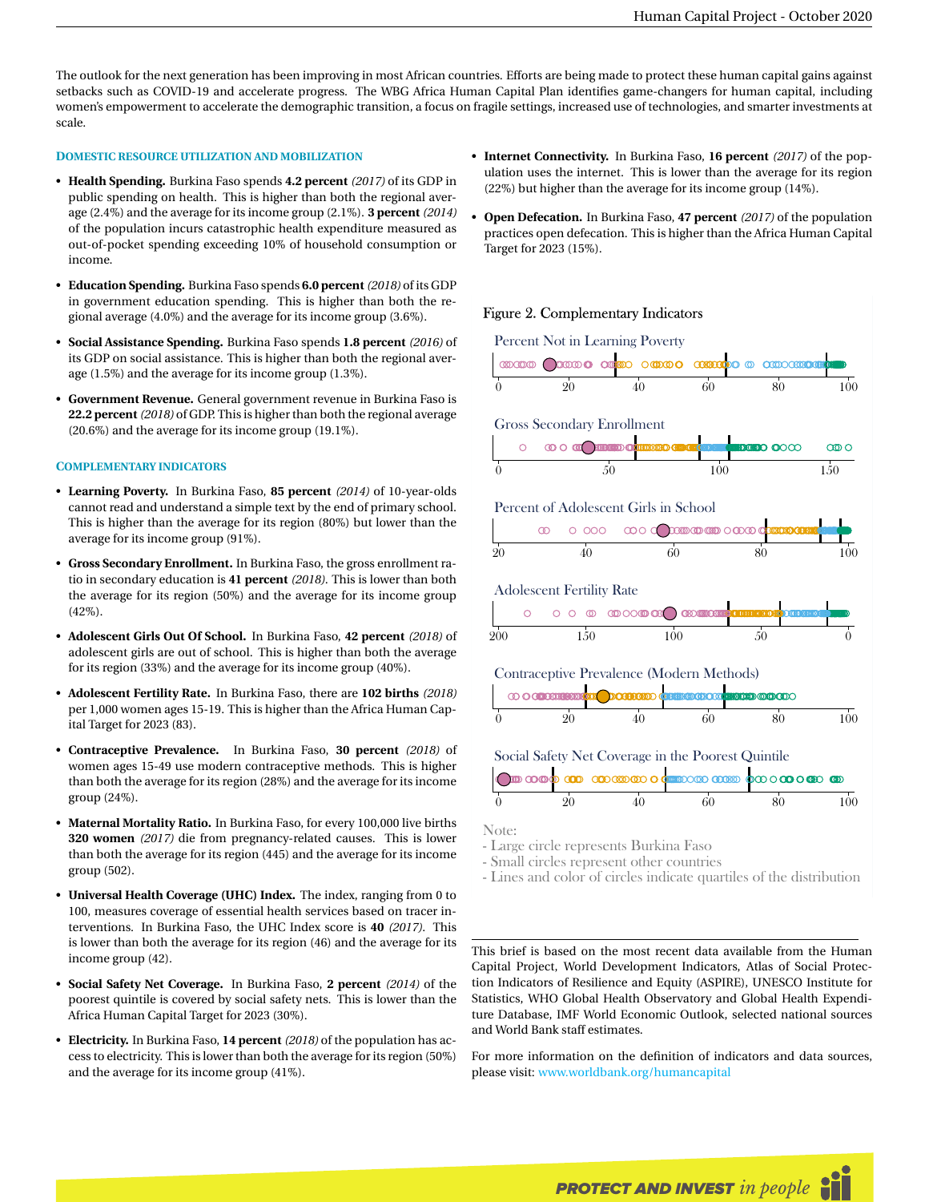The outlook for the next generation has been improving in most African countries. Efforts are being made to protect these human capital gains against setbacks such as COVID-19 and accelerate progress. The WBG Africa Human Capital Plan identifies game-changers for human capital, including women's empowerment to accelerate the demographic transition, a focus on fragile settings, increased use of technologies, and smarter investments at scale.

### DOMESTIC RESOURCE UTILIZATION AND MOBILIZATION

- **Health Spending.** Burkina Faso spends **4.2 percent** *(2017)* of its GDP in public spending on health. This is higher than both the regional average (2.4%) and the average for its income group (2.1%). **3 percent** *(2014)* of the population incurs catastrophic health expenditure measured as out-of-pocket spending exceeding 10% of household consumption or income.
- **Education Spending.** Burkina Faso spends **6.0 percent** *(2018)* of its GDP in government education spending. This is higher than both the regional average (4.0%) and the average for its income group (3.6%).
- **Social Assistance Spending.** Burkina Faso spends **1.8 percent** *(2016)* of its GDP on social assistance. This is higher than both the regional average (1.5%) and the average for its income group (1.3%).
- **Government Revenue.** General government revenue in Burkina Faso is **22.2 percent** *(2018)* of GDP. This is higher than both the regional average (20.6%) and the average for its income group (19.1%).

### COMPLEMENTARY INDICATORS

- **Learning Poverty.** In Burkina Faso, **85 percent** *(2014)* of 10-year-olds cannot read and understand a simple text by the end of primary school. This is higher than the average for its region (80%) but lower than the average for its income group (91%).
- **Gross Secondary Enrollment.** In Burkina Faso, the gross enrollment ratio in secondary education is **41 percent** *(2018)*. This is lower than both the average for its region (50%) and the average for its income group (42%).
- **Adolescent Girls Out Of School.** In Burkina Faso, **42 percent** *(2018)* of adolescent girls are out of school. This is higher than both the average for its region (33%) and the average for its income group (40%).
- **Adolescent Fertility Rate.** In Burkina Faso, there are **102 births** *(2018)* per 1,000 women ages 15-19. This is higher than the Africa Human Capital Target for 2023 (83).
- **Contraceptive Prevalence.** In Burkina Faso, **30 percent** *(2018)* of women ages 15-49 use modern contraceptive methods. This is higher than both the average for its region (28%) and the average for its income group (24%).
- **Maternal Mortality Ratio.** In Burkina Faso, for every 100,000 live births **320 women** *(2017)* die from pregnancy-related causes. This is lower than both the average for its region (445) and the average for its income group (502).
- **Universal Health Coverage (UHC) Index.** The index, ranging from 0 to 100, measures coverage of essential health services based on tracer interventions. In Burkina Faso, the UHC Index score is **40** *(2017)*. This is lower than both the average for its region (46) and the average for its income group (42).
- **Social Safety Net Coverage.** In Burkina Faso, **2 percent** *(2014)* of the poorest quintile is covered by social safety nets. This is lower than the Africa Human Capital Target for 2023 (30%).
- **Electricity.** In Burkina Faso, **14 percent** *(2018)* of the population has access to electricity. This is lower than both the average for its region (50%) and the average for its income group (41%).
- **Internet Connectivity.** In Burkina Faso, **16 percent** *(2017)* of the population uses the internet. This is lower than the average for its region (22%) but higher than the average for its income group (14%).
- **Open Defecation.** In Burkina Faso, **47 percent** *(2017)* of the population practices open defecation. This is higher than the Africa Human Capital Target for 2023 (15%).

Figure 2. Complementary Indicators

Percent Not in Learning Poverty
0 20 40 60 80 100

Gross Secondary Enrollment
0 50 100 150

Percent of Adolescent Girls in School
20 40 60 80 100

Adolescent Fertility Rate
200 150 100 50 0

Contraceptive Prevalence (Modern Methods)
0 20 40 60 80 100

Social Safety Net Coverage in the Poorest Quintile
0 20 40 60 80 100

Note:
- Large circle represents Burkina Faso
- Small circles represent other countries
- Lines and color of circles indicate quartiles of the distribution

This brief is based on the most recent data available from the Human Capital Project, World Development Indicators, Atlas of Social Protection Indicators of Resilience and Equity (ASPIRE), UNESCO Institute for Statistics, WHO Global Health Observatory and Global Health Expenditure Database, IMF World Economic Outlook, selected national sources and World Bank staff estimates.

For more information on the definition of indicators and data sources, please visit: www.worldbank.org/humancapital

**PROTECT AND INVEST** *in people*